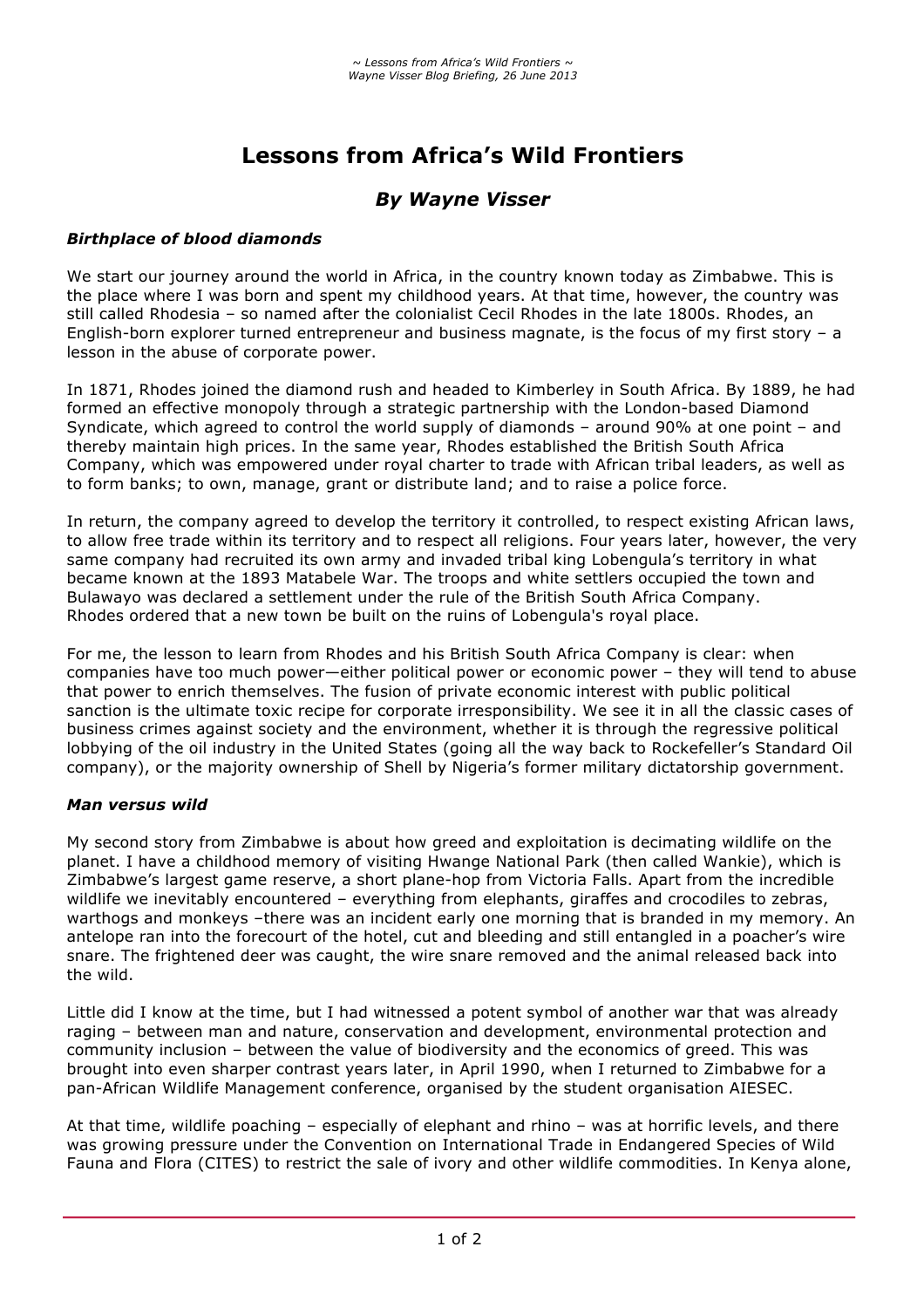# Lessons from Africa's Wild Frontiers

## *By Wayne Visser*

### *Birthplace of blood diamonds*

We start our journey around the world in Africa, in the country known today as Zimbabwe. This is the place where I was born and spent my childhood years. At that time, however, the country was still called Rhodesia – so named after the colonialist Cecil Rhodes in the late 1800s. Rhodes, an English-born explorer turned entrepreneur and business magnate, is the focus of my first story – a lesson in the abuse of corporate power.

In 1871, Rhodes joined the diamond rush and headed to Kimberley in South Africa. By 1889, he had formed an effective monopoly through a strategic partnership with the London-based Diamond Syndicate, which agreed to control the world supply of diamonds – around 90% at one point – and thereby maintain high prices. In the same year, Rhodes established the British South Africa Company, which was empowered under royal charter to trade with African tribal leaders, as well as to form banks; to own, manage, grant or distribute land; and to raise a police force.

In return, the company agreed to develop the territory it controlled, to respect existing African laws, to allow free trade within its territory and to respect all religions. Four years later, however, the very same company had recruited its own army and invaded tribal king Lobengula's territory in what became known at the 1893 Matabele War. The troops and white settlers occupied the town and Bulawayo was declared a settlement under the rule of the British South Africa Company. Rhodes ordered that a new town be built on the ruins of Lobengula's royal place.

For me, the lesson to learn from Rhodes and his British South Africa Company is clear: when companies have too much power—either political power or economic power – they will tend to abuse that power to enrich themselves. The fusion of private economic interest with public political sanction is the ultimate toxic recipe for corporate irresponsibility. We see it in all the classic cases of business crimes against society and the environment, whether it is through the regressive political lobbying of the oil industry in the United States (going all the way back to Rockefeller's Standard Oil company), or the majority ownership of Shell by Nigeria's former military dictatorship government.

### *Man versus wild*

My second story from Zimbabwe is about how greed and exploitation is decimating wildlife on the planet. I have a childhood memory of visiting Hwange National Park (then called Wankie), which is Zimbabwe's largest game reserve, a short plane-hop from Victoria Falls. Apart from the incredible wildlife we inevitably encountered – everything from elephants, giraffes and crocodiles to zebras, warthogs and monkeys –there was an incident early one morning that is branded in my memory. An antelope ran into the forecourt of the hotel, cut and bleeding and still entangled in a poacher's wire snare. The frightened deer was caught, the wire snare removed and the animal released back into the wild.

Little did I know at the time, but I had witnessed a potent symbol of another war that was already raging – between man and nature, conservation and development, environmental protection and community inclusion – between the value of biodiversity and the economics of greed. This was brought into even sharper contrast years later, in April 1990, when I returned to Zimbabwe for a pan-African Wildlife Management conference, organised by the student organisation AIESEC.

At that time, wildlife poaching – especially of elephant and rhino – was at horrific levels, and there was growing pressure under the Convention on International Trade in Endangered Species of Wild Fauna and Flora (CITES) to restrict the sale of ivory and other wildlife commodities. In Kenya alone,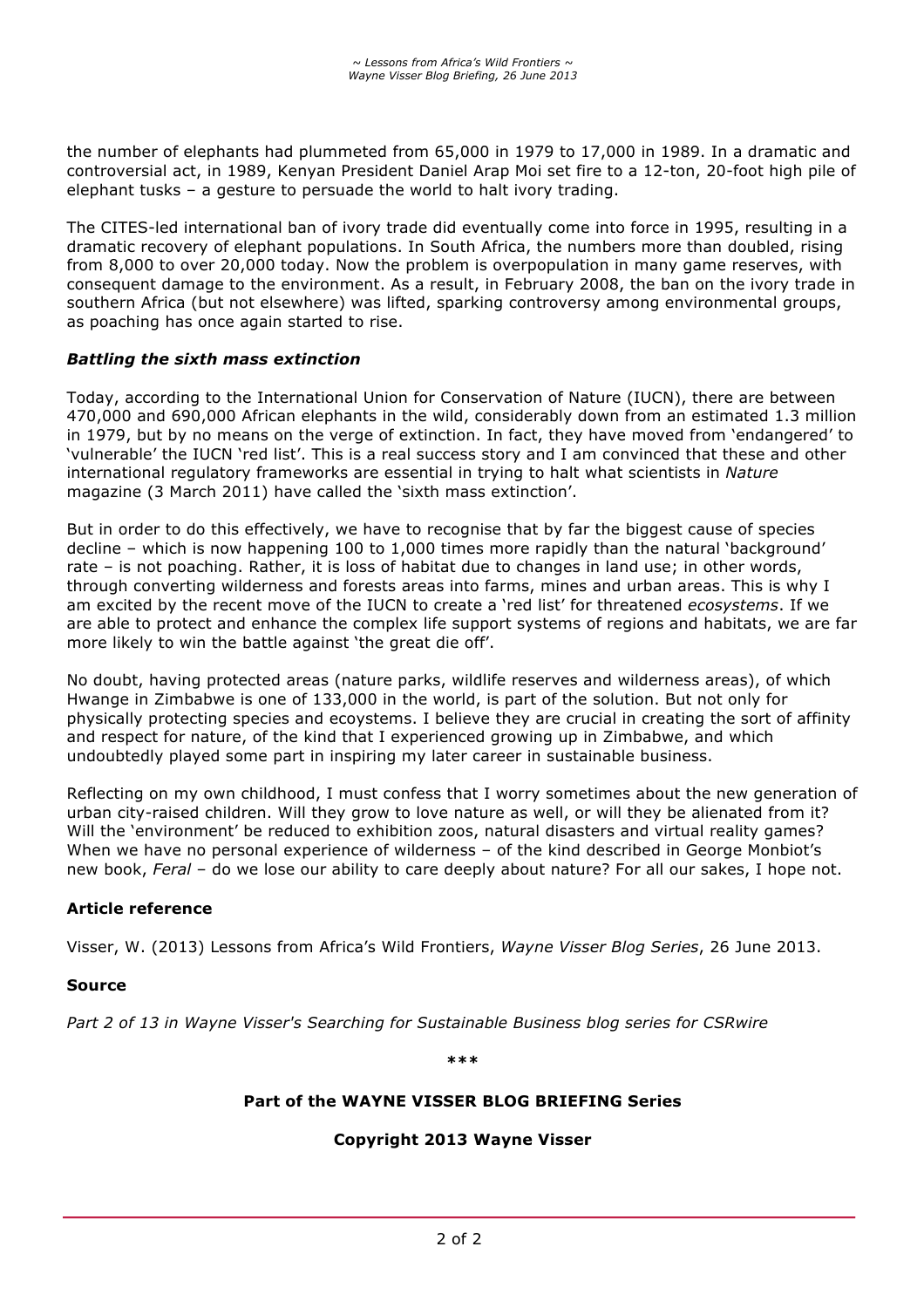the number of elephants had plummeted from 65,000 in 1979 to 17,000 in 1989. In a dramatic and controversial act, in 1989, Kenyan President Daniel Arap Moi set fire to a 12-ton, 20-foot high pile of elephant tusks – a gesture to persuade the world to halt ivory trading.

The CITES-led international ban of ivory trade did eventually come into force in 1995, resulting in a dramatic recovery of elephant populations. In South Africa, the numbers more than doubled, rising from 8,000 to over 20,000 today. Now the problem is overpopulation in many game reserves, with consequent damage to the environment. As a result, in February 2008, the ban on the ivory trade in southern Africa (but not elsewhere) was lifted, sparking controversy among environmental groups, as poaching has once again started to rise.

### *Battling the sixth mass extinction*

Today, according to the International Union for Conservation of Nature (IUCN), there are between 470,000 and 690,000 African elephants in the wild, considerably down from an estimated 1.3 million in 1979, but by no means on the verge of extinction. In fact, they have moved from 'endangered' to 'vulnerable' the IUCN 'red list'. This is a real success story and I am convinced that these and other international regulatory frameworks are essential in trying to halt what scientists in *Nature* magazine (3 March 2011) have called the 'sixth mass extinction'.

But in order to do this effectively, we have to recognise that by far the biggest cause of species decline – which is now happening 100 to 1,000 times more rapidly than the natural 'background' rate – is not poaching. Rather, it is loss of habitat due to changes in land use; in other words, through converting wilderness and forests areas into farms, mines and urban areas. This is why I am excited by the recent move of the IUCN to create a 'red list' for threatened *ecosystems*. If we are able to protect and enhance the complex life support systems of regions and habitats, we are far more likely to win the battle against 'the great die off'.

No doubt, having protected areas (nature parks, wildlife reserves and wilderness areas), of which Hwange in Zimbabwe is one of 133,000 in the world, is part of the solution. But not only for physically protecting species and ecoystems. I believe they are crucial in creating the sort of affinity and respect for nature, of the kind that I experienced growing up in Zimbabwe, and which undoubtedly played some part in inspiring my later career in sustainable business.

Reflecting on my own childhood, I must confess that I worry sometimes about the new generation of urban city-raised children. Will they grow to love nature as well, or will they be alienated from it? Will the 'environment' be reduced to exhibition zoos, natural disasters and virtual reality games? When we have no personal experience of wilderness – of the kind described in George Monbiot's new book, *Feral* – do we lose our ability to care deeply about nature? For all our sakes, I hope not.

**Article reference**

Visser, W. (2013) Lessons from Africa's Wild Frontiers, *Wayne Visser Blog Series*, 26 June 2013.

**Source**

*Part 2 of 13 in Wayne Visser's Searching for Sustainable Business blog series for CSRwire*

\*\*\*

**Part of the WAYNE VISSER BLOG BRIEFING Series**

**Copyright 2013 Wayne Visser**